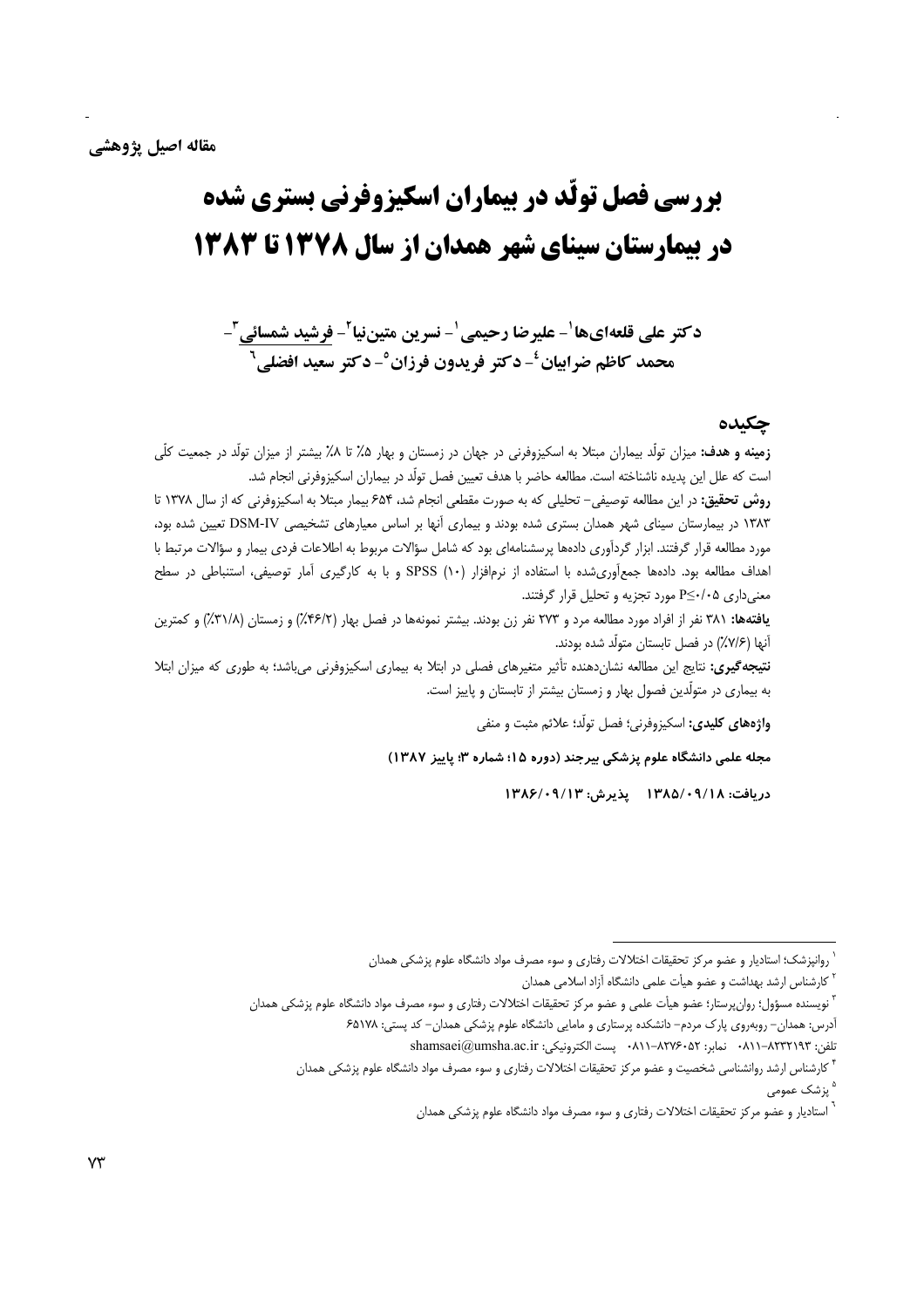مقاله اصیل پژوهشی

# بررسی فصل تولّد در بیماران اسکیزوفرنی بستری شده در بیمارستان سینای شهر همدان از سال ۱۳۷۸ تا ۱۳۸۳

**دکتر علی قلعه‌ای‌ها[1] - علیرضا رحیمی[1] - نسرین متین‌نیا[2] - فرشید شمسائی[3] - محمد کاظم ضرابیان[4] - دکتر فریدون فرزان[5] - دکتر سعید افضلی[6]**

## چکیده

**زمینه و هدف:** میزان تولّد بیماران مبتلا به اسکیزوفرنی در جهان در زمستان و بهار ۵٪ تا ۸٪ بیشتر از میزان تولّد در جمعیت کلّی است که علل این پدیده ناشناخته است. مطالعه حاضر با هدف تعیین فصل تولّد در بیماران اسکیزوفرنی انجام شد.

**روش تحقیق:** در این مطالعه توصیفی- تحلیلی که به صورت مقطعی انجام شد، ۶۵۴ بیمار مبتلا به اسکیزوفرنی که از سال ۱۳۷۸ تا ۱۳۸۳ در بیمارستان سینای شهر همدان بستری شده بودند و بیماری آنها بر اساس معیارهای تشخیصی DSM-IV تعیین شده بود، مورد مطالعه قرار گرفتند. ابزار گردآوری داده‌ها پرسشنامه‌ای بود که شامل سؤالات مربوط به اطلاعات فردی بیمار و سؤالات مرتبط با اهداف مطالعه بود. داده‌ها جمع‌آوری‌شده با استفاده از نرم‌افزار (۱۰) SPSS و با به کارگیری آمار توصیفی، استنباطی در سطح معنی‌داری P≤۰/۰۵ مورد تجزیه و تحلیل قرار گرفتند.

**یافته‌ها:** ۳۸۱ نفر از افراد مورد مطالعه مرد و ۲۷۳ نفر زن بودند. بیشتر نمونه‌ها در فصل بهار (۴۶/۲٪) و زمستان (۳۱/۸٪) و کمترین آنها (۷/۶٪) در فصل تابستان متولّد شده بودند.

**نتیجه‌گیری:** نتایج این مطالعه نشان‌دهنده تأثیر متغیرهای فصلی در ابتلا به بیماری اسکیزوفرنی می‌باشد؛ به طوری که میزان ابتلا به بیماری در متولّدین فصول بهار و زمستان بیشتر از تابستان و پاییز است.

**واژه‌های کلیدی:** اسکیزوفرنی؛ فصل تولّد؛ علائم مثبت و منفی

**مجله علمی دانشگاه علوم پزشکی بیرجند (دوره ۱۵؛ شماره ۳؛ پاییز ۱۳۸۷)**

**دریافت: ۱۳۸۵/۰۹/۱۸ پذیرش: ۱۳۸۶/۰۹/۱۳**

---

[1] روانپزشک؛ استادیار و عضو مرکز تحقیقات اختلالات رفتاری و سوء مصرف مواد دانشگاه علوم پزشکی همدان

[2] کارشناس ارشد بهداشت و عضو هیأت علمی دانشگاه آزاد اسلامی همدان

[3] نویسنده مسؤول؛ روان‌پرستار؛ عضو هیأت علمی و عضو مرکز تحقیقات اختلالات رفتاری و سوء مصرف مواد دانشگاه علوم پزشکی همدان
آدرس: همدان- روبه‌روی پارک مردم- دانشکده پرستاری و مامایی دانشگاه علوم پزشکی همدان- کد پستی: ۶۵۱۷۸
تلفن: ۸۲۳۲۱۹۳-۰۸۱۱ نمابر: ۸۲۷۶۰۵۲-۰۸۱۱ پست الکترونیکی: shamsaei@umsha.ac.ir

[4] کارشناس ارشد روانشناسی شخصیت و عضو مرکز تحقیقات اختلالات رفتاری و سوء مصرف مواد دانشگاه علوم پزشکی همدان

[5] پزشک عمومی

[6] استادیار و عضو مرکز تحقیقات اختلالات رفتاری و سوء مصرف مواد دانشگاه علوم پزشکی همدان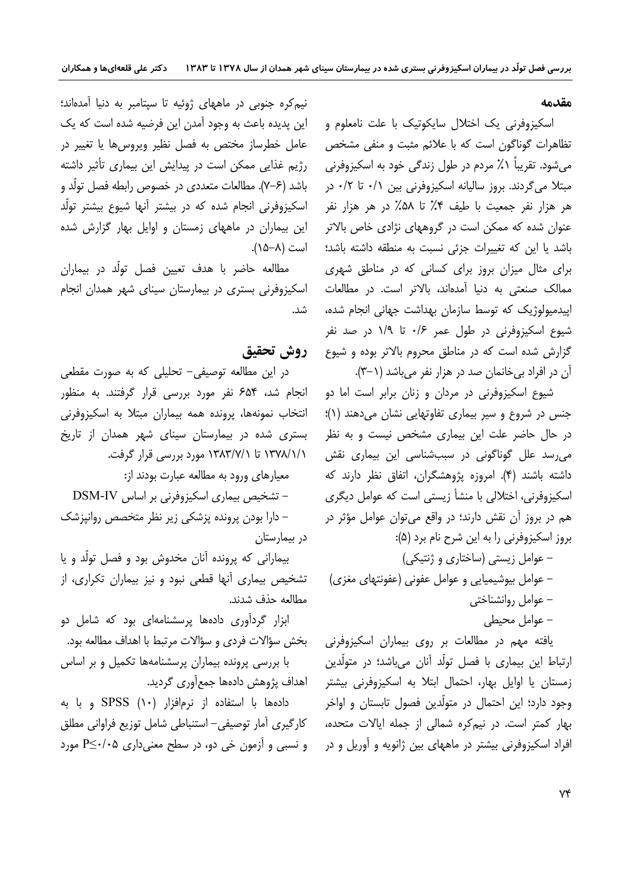## مقدمه

اسکیزوفرنی یک اختلال سایکوتیک با علت نامعلوم و تظاهرات گوناگون است که با علائم مثبت و منفی مشخص می‌شود. تقریباً ۱٪ مردم در طول زندگی خود به اسکیزوفرنی مبتلا می‌گردند. بروز سالیانه اسکیزوفرنی بین ۰/۱ تا ۰/۲ در هر هزار نفر جمعیت با طیف ۴٪ تا ۵۸٪ در هر هزار نفر عنوان شده که ممکن است در گروههای نژادی خاص بالاتر باشد یا این که تغییرات جزئی نسبت به منطقه داشته باشد؛ برای مثال میزان بروز برای کسانی که در مناطق شهری ممالک صنعتی به دنیا آمده‌اند، بالاتر است. در مطالعات اپیدمیولوژیک که توسط سازمان بهداشت جهانی انجام شده، شیوع اسکیزوفرنی در طول عمر ۰/۶ تا ۱/۹ در صد نفر گزارش شده است که در مناطق محروم بالاتر بوده و شیوع آن در افراد بی‌خانمان صد در هزار نفر می‌باشد (۱-۳).

شیوع اسکیزوفرنی در مردان و زنان برابر است اما دو جنس در شروع و سیر بیماری تفاوتهایی نشان می‌دهند (۱)؛ در حال حاضر علت این بیماری مشخص نیست و به نظر می‌رسد علل گوناگونی در سبب‌شناسی این بیماری نقش داشته باشند (۴). امروزه پژوهشگران، اتفاق نظر دارند که اسکیزوفرنی، اختلالی با منشأ زیستی است که عوامل دیگری هم در بروز آن نقش دارند؛ در واقع می‌توان عوامل مؤثر در بروز اسکیزوفرنی را به این شرح نام برد (۵):

- عوامل زیستی (ساختاری و ژنتیکی)
- عوامل بیوشیمیایی و عوامل عفونی (عفونتهای مغزی)
- عوامل روانشناختی
- عوامل محیطی

یافته مهم در مطالعات بر روی بیماران اسکیزوفرنی ارتباط این بیماری با فصل تولّد آنان می‌باشد؛ در متولّدین زمستان یا اوایل بهار، احتمال ابتلا به اسکیزوفرنی بیشتر وجود دارد؛ این احتمال در متولّدین فصول تابستان و اواخر بهار کمتر است. در نیم‌کره شمالی از جمله ایالات متحده، افراد اسکیزوفرنی بیشتر در ماههای بین ژانویه و آوریل و در نیم‌کره جنوبی در ماههای ژوئیه تا سپتامبر به دنیا آمده‌اند؛ این پدیده باعث به وجود آمدن این فرضیه شده است که یک عامل خطرساز مختص به فصل نظیر ویروس‌ها یا تغییر در رژیم غذایی ممکن است در پیدایش این بیماری تأثیر داشته باشد (۶-۷). مطالعات متعددی در خصوص رابطه فصل تولّد و اسکیزوفرنی انجام شده که در بیشتر آنها شیوع بیشتر تولّد این بیماران در ماههای زمستان و اوایل بهار گزارش شده است (۸-۱۵).

مطالعه حاضر با هدف تعیین فصل تولّد در بیماران اسکیزوفرنی بستری در بیمارستان سینای شهر همدان انجام شد.

## روش تحقیق

در این مطالعه توصیفی- تحلیلی که به صورت مقطعی انجام شد، ۶۵۴ نفر مورد بررسی قرار گرفتند. به منظور انتخاب نمونه‌ها، پرونده همه بیماران مبتلا به اسکیزوفرنی بستری شده در بیمارستان سینای شهر همدان از تاریخ ۱۳۷۸/۱/۱ تا ۱۳۸۳/۷/۱ مورد بررسی قرار گرفت.

معیارهای ورود به مطالعه عبارت بودند از:

- تشخیص بیماری اسکیزوفرنی بر اساس DSM-IV
- دارا بودن پرونده پزشکی زیر نظر متخصص روانپزشک در بیمارستان

بیمارانی که پرونده آنان مخدوش بود و فصل تولّد و یا تشخیص بیماری آنها قطعی نبود و نیز بیماران تکراری، از مطالعه حذف شدند.

ابزار گردآوری داده‌ها پرسشنامه‌ای بود که شامل دو بخش سؤالات فردی و سؤالات مرتبط با اهداف مطالعه بود.

با بررسی پرونده بیماران پرسشنامه‌ها تکمیل و بر اساس اهداف پژوهش داده‌ها جمع‌آوری گردید.

داده‌ها با استفاده از نرم‌افزار SPSS (۱۰) و با به کارگیری آمار توصیفی- استنباطی شامل توزیع فراوانی مطلق و نسبی و آزمون خی دو، در سطح معنی‌داری $P\leq ۰/۰۵$ مورد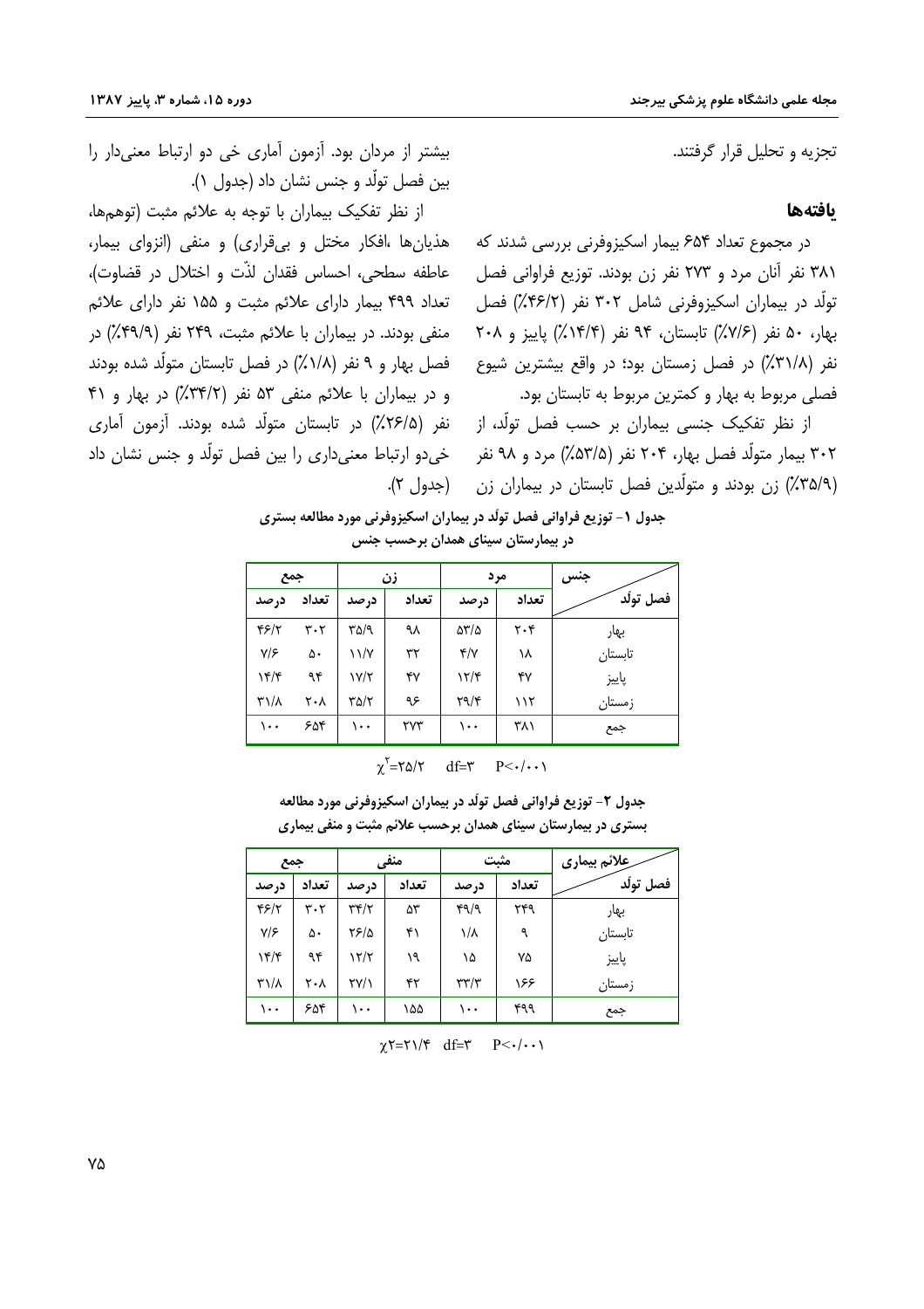تجزیه و تحلیل قرار گرفتند.

## یافته‌ها

در مجموع تعداد ۶۵۴ بیمار اسکیزوفرنی بررسی شدند که ۳۸۱ نفر آنان مرد و ۲۷۳ نفر زن بودند. توزیع فراوانی فصل تولّد در بیماران اسکیزوفرنی شامل ۳۰۲ نفر (۴۶/۲٪) فصل بهار، ۵۰ نفر (۷/۶٪) تابستان، ۹۴ نفر (۱۴/۴٪) پاییز و ۲۰۸ نفر (۳۱/۸٪) در فصل زمستان بود؛ در واقع بیشترین شیوع فصلی مربوط به بهار و کمترین مربوط به تابستان بود.

از نظر تفکیک جنسی بیماران بر حسب فصل تولّد، از ۳۰۲ بیمار متولّد فصل بهار، ۲۰۴ نفر (۵۳/۵٪) مرد و ۹۸ نفر (۳۵/۹٪) زن بودند و متولّدین فصل تابستان در بیماران زن بیشتر از مردان بود. آزمون آماری خی دو ارتباط معنی‌دار را بین فصل تولّد و جنس نشان داد (جدول ۱).

از نظر تفکیک بیماران با توجه به علائم مثبت (توهم‌ها، هذیان‌ها ،افکار مختل و بی‌قراری) و منفی (انزوای بیمار، عاطفه سطحی، احساس فقدان لذّت و اختلال در قضاوت)، تعداد ۴۹۹ بیمار دارای علائم مثبت و ۱۵۵ نفر دارای علائم منفی بودند. در بیماران با علائم مثبت، ۲۴۹ نفر (۴۹/۹٪) در فصل بهار و ۹ نفر (۱/۸٪) در فصل تابستان متولّد شده بودند و در بیماران با علائم منفی ۵۳ نفر (۳۴/۲٪) در بهار و ۴۱ نفر (۲۶/۵٪) در تابستان متولّد شده بودند. آزمون آماری خی‌دو ارتباط معنی‌داری را بین فصل تولّد و جنس نشان داد (جدول ۲).

**جدول ۱- توزیع فراوانی فصل تولّد در بیماران اسکیزوفرنی مورد مطالعه بستری در بیمارستان سینای همدان برحسب جنس**

| جنس / فصل تولّد | مرد | | زن | | جمع | |
|---|---|---|---|---|---|---|
| | تعداد | درصد | تعداد | درصد | تعداد | درصد |
| بهار | ۲۰۴ | ۵۳/۵ | ۹۸ | ۳۵/۹ | ۳۰۲ | ۴۶/۲ |
| تابستان | ۱۸ | ۴/۷ | ۳۲ | ۱۱/۷ | ۵۰ | ۷/۶ |
| پاییز | ۴۷ | ۱۲/۴ | ۴۷ | ۱۷/۲ | ۹۴ | ۱۴/۴ |
| زمستان | ۱۱۲ | ۲۹/۴ | ۹۶ | ۳۵/۲ | ۲۰۸ | ۳۱/۸ |
| جمع | ۳۸۱ | ۱۰۰ | ۲۷۳ | ۱۰۰ | ۶۵۴ | ۱۰۰ |

$\chi^2$=۲۵/۲ df=۳ P<۰/۰۰۱

**جدول ۲- توزیع فراوانی فصل تولّد در بیماران اسکیزوفرنی مورد مطالعه بستری در بیمارستان سینای همدان برحسب علائم مثبت و منفی بیماری**

| علائم بیماری / فصل تولّد | مثبت | | منفی | | جمع | |
|---|---|---|---|---|---|---|
| | تعداد | درصد | تعداد | درصد | تعداد | درصد |
| بهار | ۲۴۹ | ۴۹/۹ | ۵۳ | ۳۴/۲ | ۳۰۲ | ۴۶/۲ |
| تابستان | ۹ | ۱/۸ | ۴۱ | ۲۶/۵ | ۵۰ | ۷/۶ |
| پاییز | ۷۵ | ۱۵ | ۱۹ | ۱۲/۲ | ۹۴ | ۱۴/۴ |
| زمستان | ۱۶۶ | ۳۳/۳ | ۴۲ | ۲۷/۱ | ۲۰۸ | ۳۱/۸ |
| جمع | ۴۹۹ | ۱۰۰ | ۱۵۵ | ۱۰۰ | ۶۵۴ | ۱۰۰ |

$\chi$۲=۲۱/۴ df=۳ P<۰/۰۰۱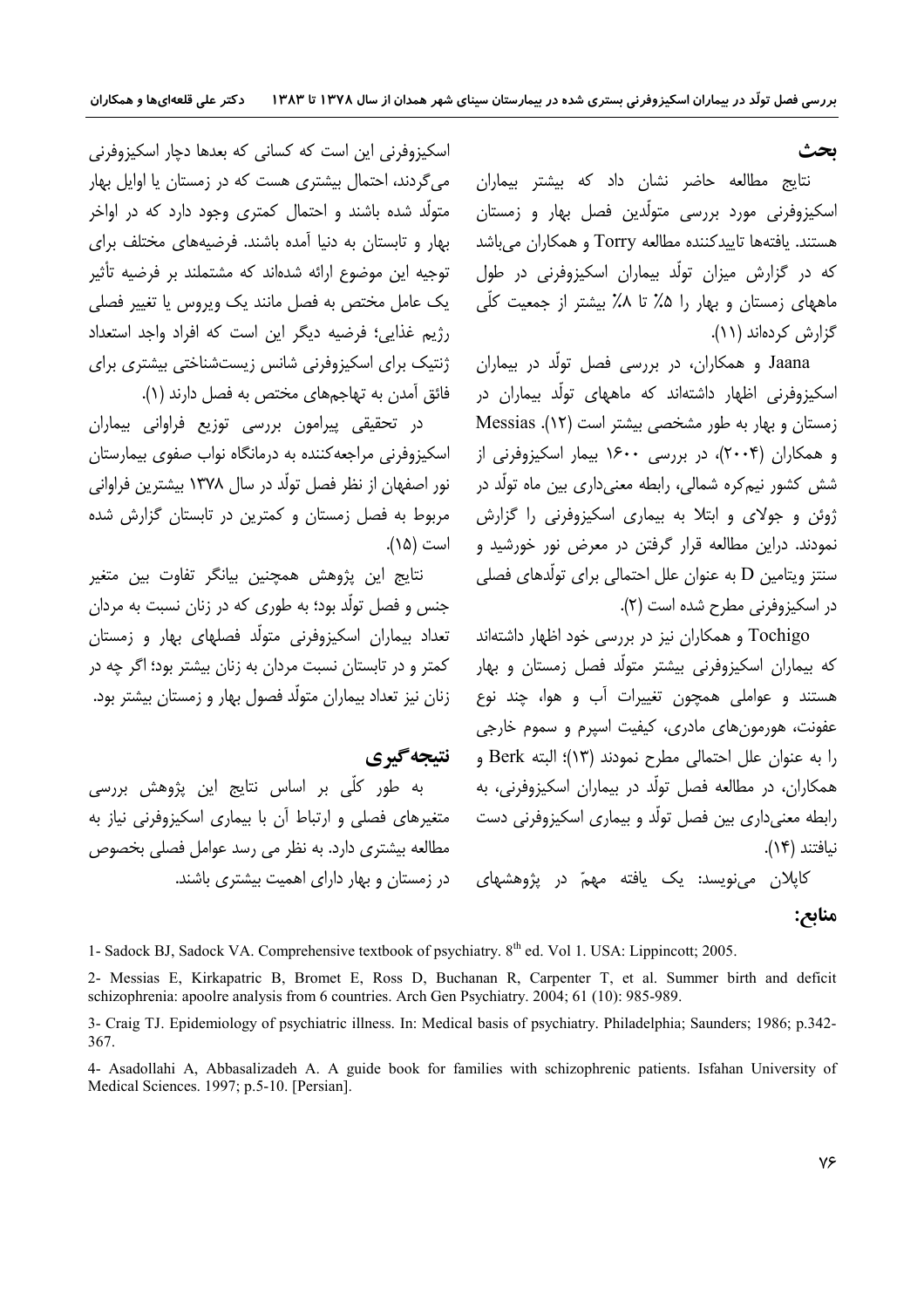## بحث

نتایج مطالعه حاضر نشان داد که بیشتر بیماران اسکیزوفرنی مورد بررسی متولّدین فصل بهار و زمستان هستند. یافته‌ها تاییدکننده مطالعه Torry و همکاران می‌باشد که در گزارش میزان تولّد بیماران اسکیزوفرنی در طول ماههای زمستان و بهار را ۵٪ تا ۸٪ بیشتر از جمعیت کلّی گزارش کرده‌اند (۱۱).

Jaana و همکاران، در بررسی فصل تولّد در بیماران اسکیزوفرنی اظهار داشته‌اند که ماههای تولّد بیماران در زمستان و بهار به طور مشخصی بیشتر است (۱۲). Messias و همکاران (۲۰۰۴)، در بررسی ۱۶۰۰ بیمار اسکیزوفرنی از شش کشور نیم‌کره شمالی، رابطه معنی‌داری بین ماه تولّد در ژوئن و جولای و ابتلا به بیماری اسکیزوفرنی را گزارش نمودند. دراین مطالعه قرار گرفتن در معرض نور خورشید و سنتز ویتامین D به عنوان علل احتمالی برای تولّدهای فصلی در اسکیزوفرنی مطرح شده است (۲).

Tochigo و همکاران نیز در بررسی خود اظهار داشته‌اند که بیماران اسکیزوفرنی بیشتر متولّد فصل زمستان و بهار هستند و عواملی همچون تغییرات آب و هوا، چند نوع عفونت، هورمون‌های مادری، کیفیت اسپرم و سموم خارجی را به عنوان علل احتمالی مطرح نمودند (۱۳)؛ البته Berk و همکاران، در مطالعه فصل تولّد در بیماران اسکیزوفرنی، به رابطه معنی‌داری بین فصل تولّد و بیماری اسکیزوفرنی دست نیافتند (۱۴).

کاپلان می‌نویسد: یک یافته مهمّ در پژوهشهای اسکیزوفرنی این است که کسانی که بعدها دچار اسکیزوفرنی می‌گردند، احتمال بیشتری هست که در زمستان یا اوایل بهار متولّد شده باشند و احتمال کمتری وجود دارد که در اواخر بهار و تابستان به دنیا آمده باشند. فرضیه‌های مختلف برای توجیه این موضوع ارائه شده‌اند که مشتملند بر فرضیه تأثیر یک عامل مختص به فصل مانند یک ویروس یا تغییر فصلی رژیم غذایی؛ فرضیه دیگر این است که افراد واجد استعداد ژنتیک برای اسکیزوفرنی شانس زیست‌شناختی بیشتری برای فائق آمدن بر تهاجم‌های مختص به فصل دارند (۱).

در تحقیقی پیرامون بررسی توزیع فراوانی بیماران اسکیزوفرنی مراجعه‌کننده به درمانگاه نواب صفوی بیمارستان نور اصفهان از نظر فصل تولّد در سال ۱۳۷۸ بیشترین فراوانی مربوط به فصل زمستان و کمترین در تابستان گزارش شده است (۱۵).

نتایج این پژوهش همچنین بیانگر تفاوت بین متغیر جنس و فصل تولّد بود؛ به طوری که در زنان نسبت به مردان تعداد بیماران اسکیزوفرنی متولّد فصلهای بهار و زمستان کمتر و در تابستان نسبت مردان به زنان بیشتر بود؛ اگر چه در زنان نیز تعداد بیماران متولّد فصول بهار و زمستان بیشتر بود.

## نتیجه‌گیری

به طور کلّی بر اساس نتایج این پژوهش بررسی متغیرهای فصلی و ارتباط آن با بیماری اسکیزوفرنی نیاز به مطالعه بیشتری دارد. به نظر می رسد عوامل فصلی بخصوص در زمستان و بهار دارای اهمیت بیشتری باشند.

## منابع:

1- Sadock BJ, Sadock VA. Comprehensive textbook of psychiatry. 8th ed. Vol 1. USA: Lippincott; 2005.

2- Messias E, Kirkapatric B, Bromet E, Ross D, Buchanan R, Carpenter T, et al. Summer birth and deficit schizophrenia: apoolre analysis from 6 countries. Arch Gen Psychiatry. 2004; 61 (10): 985-989.

3- Craig TJ. Epidemiology of psychiatric illness. In: Medical basis of psychiatry. Philadelphia; Saunders; 1986; p.342-367.

4- Asadollahi A, Abbasalizadeh A. A guide book for families with schizophrenic patients. Isfahan University of Medical Sciences. 1997; p.5-10. [Persian].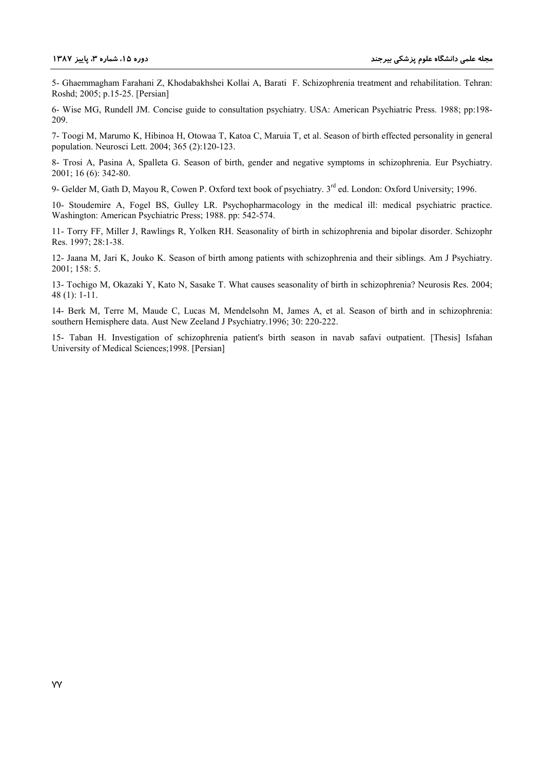5- Ghaemmagham Farahani Z, Khodabakhshei Kollai A, Barati F. Schizophrenia treatment and rehabilitation. Tehran: Roshd; 2005; p.15-25. [Persian]

6- Wise MG, Rundell JM. Concise guide to consultation psychiatry. USA: American Psychiatric Press. 1988; pp:198-209.

7- Toogi M, Marumo K, Hibinoa H, Otowaa T, Katoa C, Maruia T, et al. Season of birth effected personality in general population. Neurosci Lett. 2004; 365 (2):120-123.

8- Trosi A, Pasina A, Spalleta G. Season of birth, gender and negative symptoms in schizophrenia. Eur Psychiatry. 2001; 16 (6): 342-80.

9- Gelder M, Gath D, Mayou R, Cowen P. Oxford text book of psychiatry. 3rd ed. London: Oxford University; 1996.

10- Stoudemire A, Fogel BS, Gulley LR. Psychopharmacology in the medical ill: medical psychiatric practice. Washington: American Psychiatric Press; 1988. pp: 542-574.

11- Torry FF, Miller J, Rawlings R, Yolken RH. Seasonality of birth in schizophrenia and bipolar disorder. Schizophr Res. 1997; 28:1-38.

12- Jaana M, Jari K, Jouko K. Season of birth among patients with schizophrenia and their siblings. Am J Psychiatry. 2001; 158: 5.

13- Tochigo M, Okazaki Y, Kato N, Sasake T. What causes seasonality of birth in schizophrenia? Neurosis Res. 2004; 48 (1): 1-11.

14- Berk M, Terre M, Maude C, Lucas M, Mendelsohn M, James A, et al. Season of birth and in schizophrenia: southern Hemisphere data. Aust New Zeeland J Psychiatry.1996; 30: 220-222.

15- Taban H. Investigation of schizophrenia patient's birth season in navab safavi outpatient. [Thesis] Isfahan University of Medical Sciences;1998. [Persian]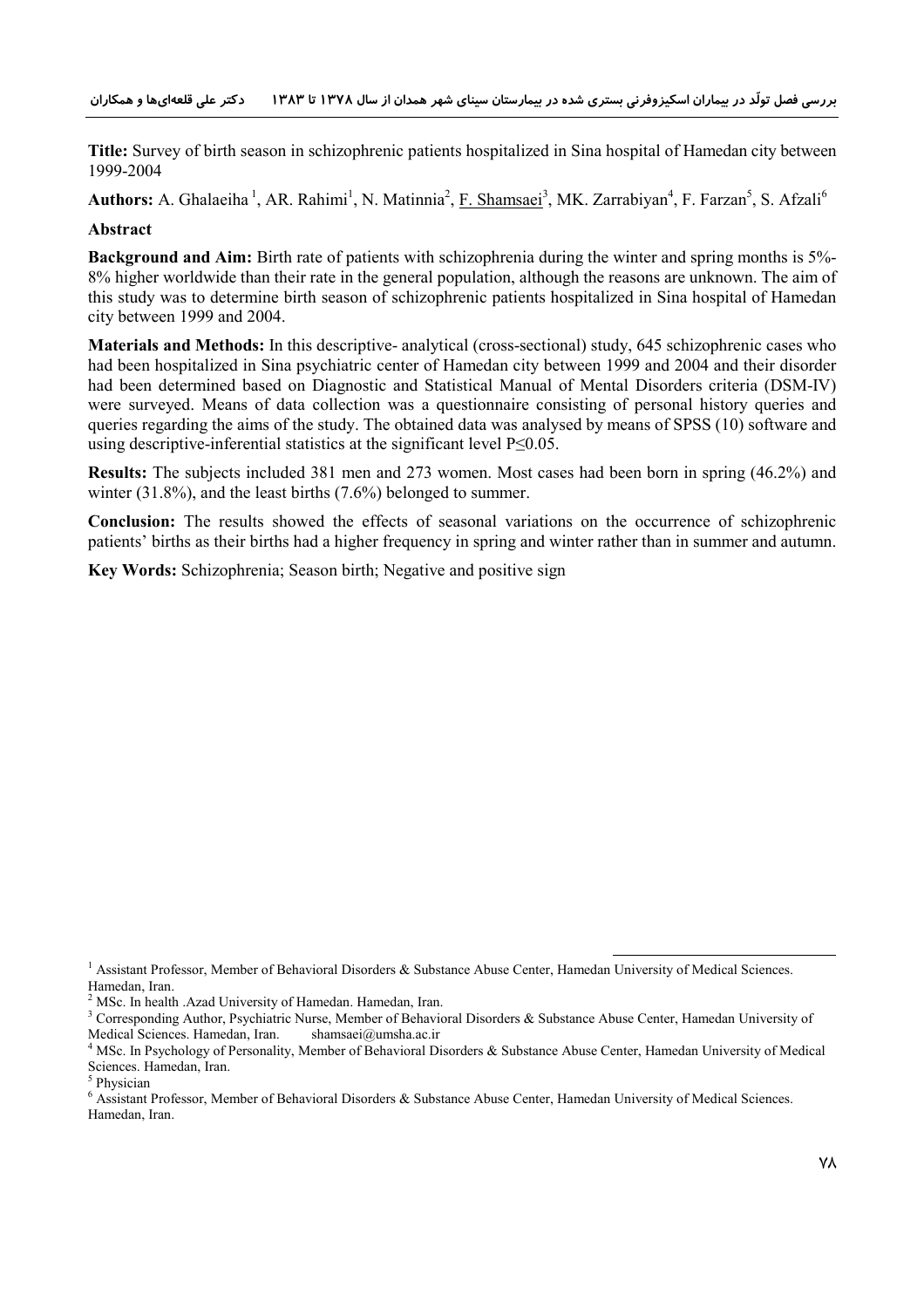**Title:** Survey of birth season in schizophrenic patients hospitalized in Sina hospital of Hamedan city between 1999-2004

**Authors:** A. Ghalaeiha [1], AR. Rahimi[1], N. Matinnia[2], F. Shamsaei[3], MK. Zarrabiyan[4], F. Farzan[5], S. Afzali[6]

**Abstract**

**Background and Aim:** Birth rate of patients with schizophrenia during the winter and spring months is 5%-8% higher worldwide than their rate in the general population, although the reasons are unknown. The aim of this study was to determine birth season of schizophrenic patients hospitalized in Sina hospital of Hamedan city between 1999 and 2004.

**Materials and Methods:** In this descriptive- analytical (cross-sectional) study, 645 schizophrenic cases who had been hospitalized in Sina psychiatric center of Hamedan city between 1999 and 2004 and their disorder had been determined based on Diagnostic and Statistical Manual of Mental Disorders criteria (DSM-IV) were surveyed. Means of data collection was a questionnaire consisting of personal history queries and queries regarding the aims of the study. The obtained data was analysed by means of SPSS (10) software and using descriptive-inferential statistics at the significant level $P \leq 0.05$.

**Results:** The subjects included 381 men and 273 women. Most cases had been born in spring (46.2%) and winter (31.8%), and the least births (7.6%) belonged to summer.

**Conclusion:** The results showed the effects of seasonal variations on the occurrence of schizophrenic patients' births as their births had a higher frequency in spring and winter rather than in summer and autumn.

**Key Words:** Schizophrenia; Season birth; Negative and positive sign

---

[1] Assistant Professor, Member of Behavioral Disorders & Substance Abuse Center, Hamedan University of Medical Sciences. Hamedan, Iran.

[2] MSc. In health .Azad University of Hamedan. Hamedan, Iran.

[3] Corresponding Author, Psychiatric Nurse, Member of Behavioral Disorders & Substance Abuse Center, Hamedan University of Medical Sciences. Hamedan, Iran. shamsaei@umsha.ac.ir

[4] MSc. In Psychology of Personality, Member of Behavioral Disorders & Substance Abuse Center, Hamedan University of Medical Sciences. Hamedan, Iran.

[5] Physician

[6] Assistant Professor, Member of Behavioral Disorders & Substance Abuse Center, Hamedan University of Medical Sciences. Hamedan, Iran.